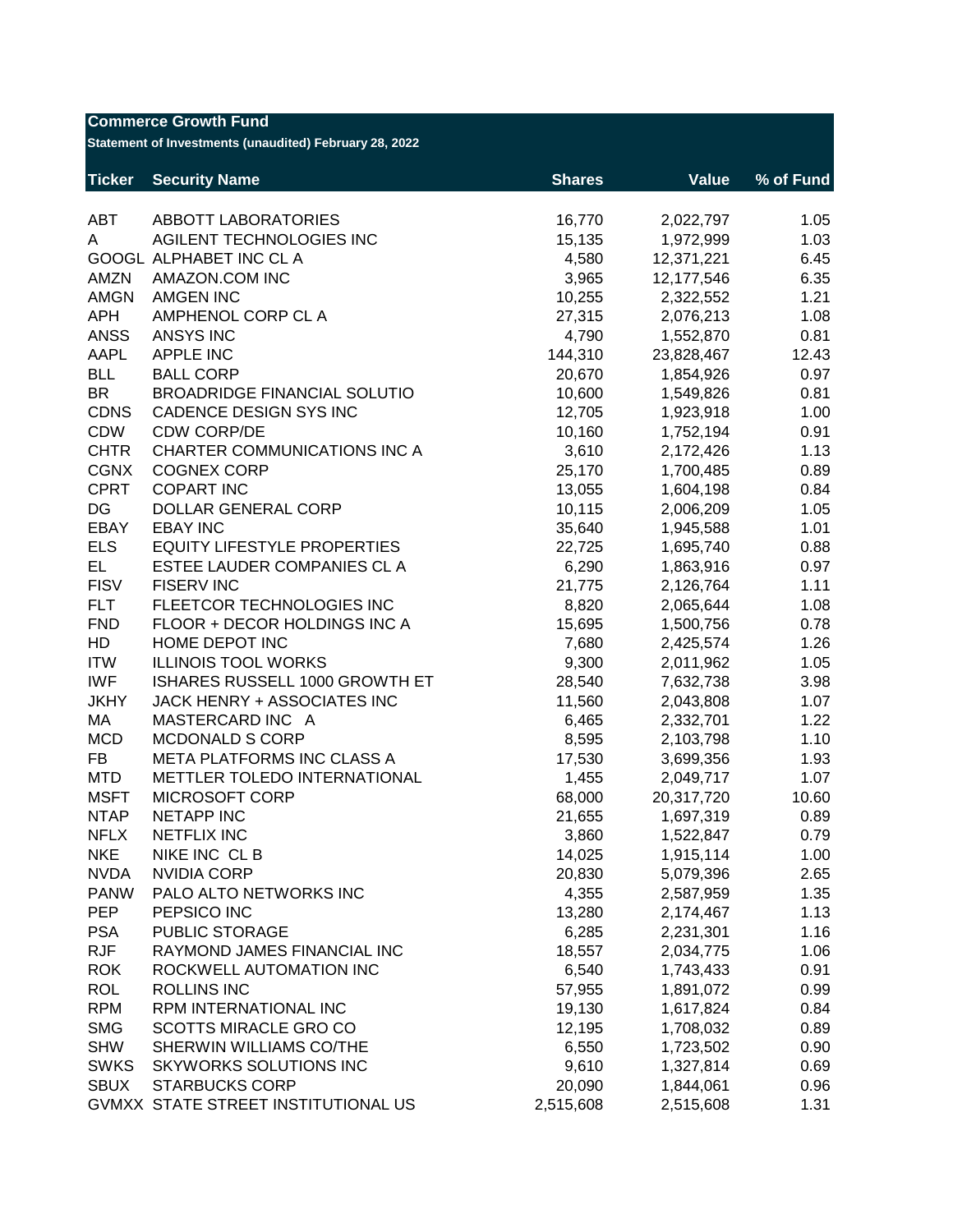**Commerce Growth Fund**

**Statement of Investments (unaudited) February 28, 2022**

| Ticker | Security Name | Shares | Value | % of Fund |
|---|---|---|---|---|
| ABT | ABBOTT LABORATORIES | 16,770 | 2,022,797 | 1.05 |
| A | AGILENT TECHNOLOGIES INC | 15,135 | 1,972,999 | 1.03 |
| GOOGL | ALPHABET INC CL A | 4,580 | 12,371,221 | 6.45 |
| AMZN | AMAZON.COM INC | 3,965 | 12,177,546 | 6.35 |
| AMGN | AMGEN INC | 10,255 | 2,322,552 | 1.21 |
| APH | AMPHENOL CORP CL A | 27,315 | 2,076,213 | 1.08 |
| ANSS | ANSYS INC | 4,790 | 1,552,870 | 0.81 |
| AAPL | APPLE INC | 144,310 | 23,828,467 | 12.43 |
| BLL | BALL CORP | 20,670 | 1,854,926 | 0.97 |
| BR | BROADRIDGE FINANCIAL SOLUTIO | 10,600 | 1,549,826 | 0.81 |
| CDNS | CADENCE DESIGN SYS INC | 12,705 | 1,923,918 | 1.00 |
| CDW | CDW CORP/DE | 10,160 | 1,752,194 | 0.91 |
| CHTR | CHARTER COMMUNICATIONS INC A | 3,610 | 2,172,426 | 1.13 |
| CGNX | COGNEX CORP | 25,170 | 1,700,485 | 0.89 |
| CPRT | COPART INC | 13,055 | 1,604,198 | 0.84 |
| DG | DOLLAR GENERAL CORP | 10,115 | 2,006,209 | 1.05 |
| EBAY | EBAY INC | 35,640 | 1,945,588 | 1.01 |
| ELS | EQUITY LIFESTYLE PROPERTIES | 22,725 | 1,695,740 | 0.88 |
| EL | ESTEE LAUDER COMPANIES CL A | 6,290 | 1,863,916 | 0.97 |
| FISV | FISERV INC | 21,775 | 2,126,764 | 1.11 |
| FLT | FLEETCOR TECHNOLOGIES INC | 8,820 | 2,065,644 | 1.08 |
| FND | FLOOR + DECOR HOLDINGS INC A | 15,695 | 1,500,756 | 0.78 |
| HD | HOME DEPOT INC | 7,680 | 2,425,574 | 1.26 |
| ITW | ILLINOIS TOOL WORKS | 9,300 | 2,011,962 | 1.05 |
| IWF | ISHARES RUSSELL 1000 GROWTH ET | 28,540 | 7,632,738 | 3.98 |
| JKHY | JACK HENRY + ASSOCIATES INC | 11,560 | 2,043,808 | 1.07 |
| MA | MASTERCARD INC A | 6,465 | 2,332,701 | 1.22 |
| MCD | MCDONALD S CORP | 8,595 | 2,103,798 | 1.10 |
| FB | META PLATFORMS INC CLASS A | 17,530 | 3,699,356 | 1.93 |
| MTD | METTLER TOLEDO INTERNATIONAL | 1,455 | 2,049,717 | 1.07 |
| MSFT | MICROSOFT CORP | 68,000 | 20,317,720 | 10.60 |
| NTAP | NETAPP INC | 21,655 | 1,697,319 | 0.89 |
| NFLX | NETFLIX INC | 3,860 | 1,522,847 | 0.79 |
| NKE | NIKE INC CL B | 14,025 | 1,915,114 | 1.00 |
| NVDA | NVIDIA CORP | 20,830 | 5,079,396 | 2.65 |
| PANW | PALO ALTO NETWORKS INC | 4,355 | 2,587,959 | 1.35 |
| PEP | PEPSICO INC | 13,280 | 2,174,467 | 1.13 |
| PSA | PUBLIC STORAGE | 6,285 | 2,231,301 | 1.16 |
| RJF | RAYMOND JAMES FINANCIAL INC | 18,557 | 2,034,775 | 1.06 |
| ROK | ROCKWELL AUTOMATION INC | 6,540 | 1,743,433 | 0.91 |
| ROL | ROLLINS INC | 57,955 | 1,891,072 | 0.99 |
| RPM | RPM INTERNATIONAL INC | 19,130 | 1,617,824 | 0.84 |
| SMG | SCOTTS MIRACLE GRO CO | 12,195 | 1,708,032 | 0.89 |
| SHW | SHERWIN WILLIAMS CO/THE | 6,550 | 1,723,502 | 0.90 |
| SWKS | SKYWORKS SOLUTIONS INC | 9,610 | 1,327,814 | 0.69 |
| SBUX | STARBUCKS CORP | 20,090 | 1,844,061 | 0.96 |
| GVMXX | STATE STREET INSTITUTIONAL US | 2,515,608 | 2,515,608 | 1.31 |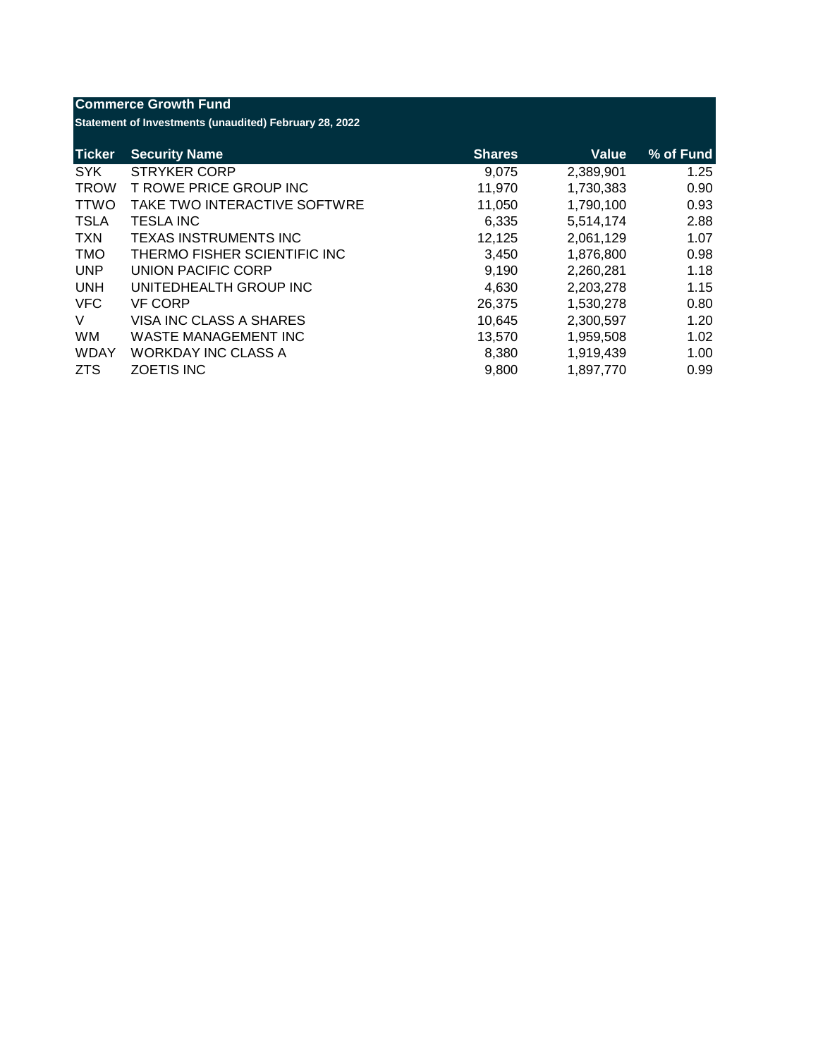**Commerce Growth Fund**

**Statement of Investments (unaudited) February 28, 2022**

| Ticker | Security Name | Shares | Value | % of Fund |
|---|---|---|---|---|
| SYK | STRYKER CORP | 9,075 | 2,389,901 | 1.25 |
| TROW | T ROWE PRICE GROUP INC | 11,970 | 1,730,383 | 0.90 |
| TTWO | TAKE TWO INTERACTIVE SOFTWRE | 11,050 | 1,790,100 | 0.93 |
| TSLA | TESLA INC | 6,335 | 5,514,174 | 2.88 |
| TXN | TEXAS INSTRUMENTS INC | 12,125 | 2,061,129 | 1.07 |
| TMO | THERMO FISHER SCIENTIFIC INC | 3,450 | 1,876,800 | 0.98 |
| UNP | UNION PACIFIC CORP | 9,190 | 2,260,281 | 1.18 |
| UNH | UNITEDHEALTH GROUP INC | 4,630 | 2,203,278 | 1.15 |
| VFC | VF CORP | 26,375 | 1,530,278 | 0.80 |
| V | VISA INC CLASS A SHARES | 10,645 | 2,300,597 | 1.20 |
| WM | WASTE MANAGEMENT INC | 13,570 | 1,959,508 | 1.02 |
| WDAY | WORKDAY INC CLASS A | 8,380 | 1,919,439 | 1.00 |
| ZTS | ZOETIS INC | 9,800 | 1,897,770 | 0.99 |